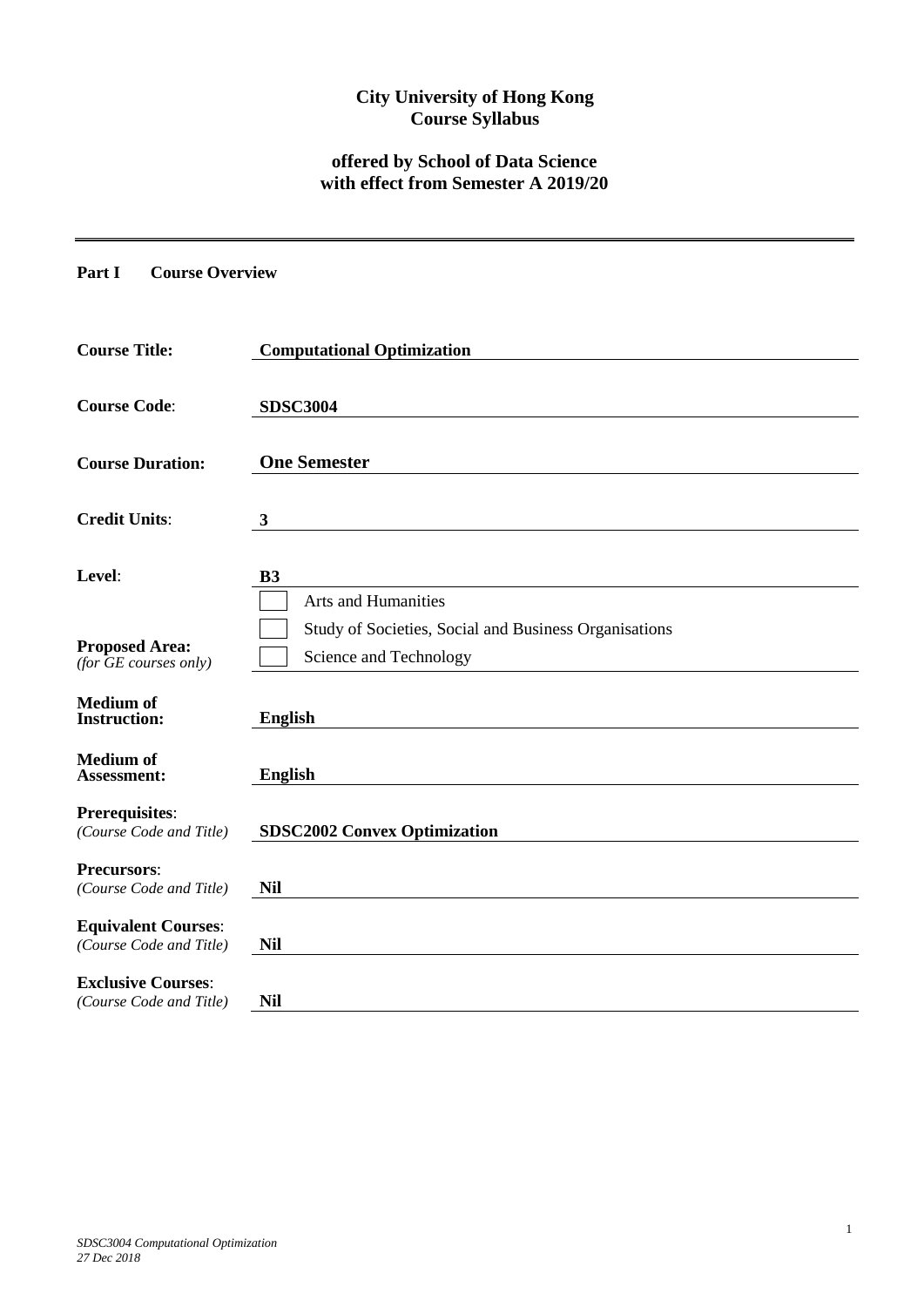**City University of Hong Kong**
**Course Syllabus**

**offered by School of Data Science**
**with effect from Semester A 2019/20**

---

## Part I Course Overview

| | |
|---|---|
| **Course Title:** | **Computational Optimization** |
| **Course Code:** | **SDSC3004** |
| **Course Duration:** | **One Semester** |
| **Credit Units:** | **3** |
| **Level:** | **B3** |
| **Proposed Area:** *(for GE courses only)* | ☐ Arts and Humanities<br>☐ Study of Societies, Social and Business Organisations<br>☐ Science and Technology |
| **Medium of Instruction:** | **English** |
| **Medium of Assessment:** | **English** |
| **Prerequisites:** *(Course Code and Title)* | **SDSC2002 Convex Optimization** |
| **Precursors:** *(Course Code and Title)* | **Nil** |
| **Equivalent Courses:** *(Course Code and Title)* | **Nil** |
| **Exclusive Courses:** *(Course Code and Title)* | **Nil** |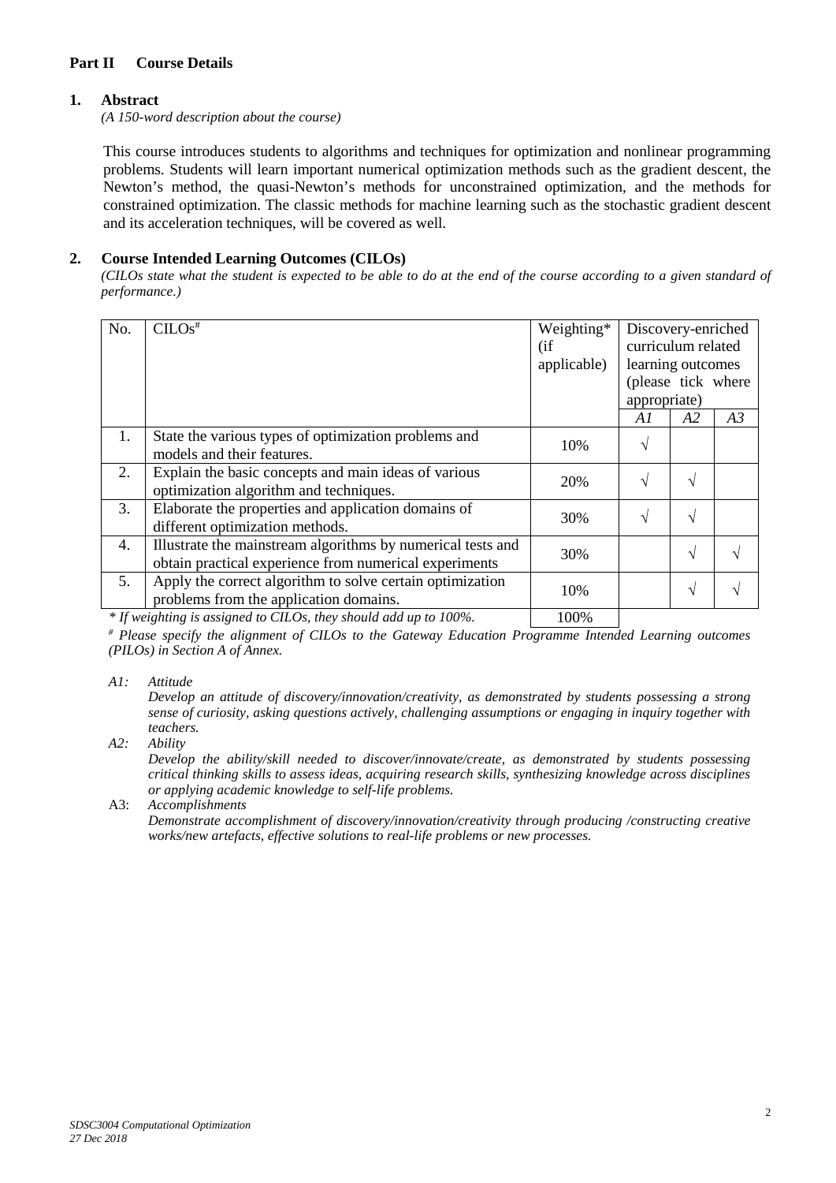## Part II Course Details

### 1. Abstract

*(A 150-word description about the course)*

This course introduces students to algorithms and techniques for optimization and nonlinear programming problems. Students will learn important numerical optimization methods such as the gradient descent, the Newton's method, the quasi-Newton's methods for unconstrained optimization, and the methods for constrained optimization. The classic methods for machine learning such as the stochastic gradient descent and its acceleration techniques, will be covered as well.

### 2. Course Intended Learning Outcomes (CILOs)

*(CILOs state what the student is expected to be able to do at the end of the course according to a given standard of performance.)*

| No. | CILOs[#] | Weighting* (if applicable) | Discovery-enriched curriculum related learning outcomes (please tick where appropriate) | | |
|---|---|---|---|---|---|
| | | | *A1* | *A2* | *A3* |
| 1. | State the various types of optimization problems and models and their features. | 10% | √ | | |
| 2. | Explain the basic concepts and main ideas of various optimization algorithm and techniques. | 20% | √ | √ | |
| 3. | Elaborate the properties and application domains of different optimization methods. | 30% | √ | √ | |
| 4. | Illustrate the mainstream algorithms by numerical tests and obtain practical experience from numerical experiments | 30% | | √ | √ |
| 5. | Apply the correct algorithm to solve certain optimization problems from the application domains. | 10% | | √ | √ |
| | *\* If weighting is assigned to CILOs, they should add up to 100%.* | 100% | | | |

*[#] Please specify the alignment of CILOs to the Gateway Education Programme Intended Learning outcomes (PILOs) in Section A of Annex.*

*A1: Attitude*
*Develop an attitude of discovery/innovation/creativity, as demonstrated by students possessing a strong sense of curiosity, asking questions actively, challenging assumptions or engaging in inquiry together with teachers.*

*A2: Ability*
*Develop the ability/skill needed to discover/innovate/create, as demonstrated by students possessing critical thinking skills to assess ideas, acquiring research skills, synthesizing knowledge across disciplines or applying academic knowledge to self-life problems.*

A3: *Accomplishments*
*Demonstrate accomplishment of discovery/innovation/creativity through producing /constructing creative works/new artefacts, effective solutions to real-life problems or new processes.*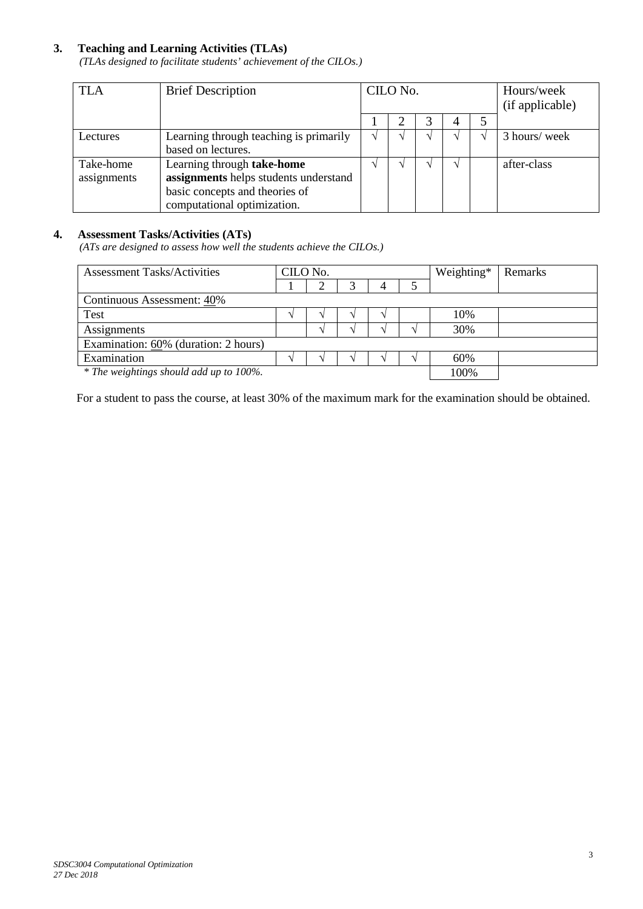### 3. Teaching and Learning Activities (TLAs)

*(TLAs designed to facilitate students' achievement of the CILOs.)*

| TLA | Brief Description | CILO No. | | | | | Hours/week (if applicable) |
|---|---|---|---|---|---|---|---|
| | | 1 | 2 | 3 | 4 | 5 | |
| Lectures | Learning through teaching is primarily based on lectures. | √ | √ | √ | √ | √ | 3 hours/ week |
| Take-home assignments | Learning through **take-home assignments** helps students understand basic concepts and theories of computational optimization. | √ | √ | √ | √ | | after-class |

### 4. Assessment Tasks/Activities (ATs)

*(ATs are designed to assess how well the students achieve the CILOs.)*

| Assessment Tasks/Activities | CILO No. | | | | | Weighting* | Remarks |
|---|---|---|---|---|---|---|---|
| | 1 | 2 | 3 | 4 | 5 | | |
| Continuous Assessment: 40% | | | | | | | |
| Test | √ | √ | √ | √ | | 10% | |
| Assignments | | √ | √ | √ | √ | 30% | |
| Examination: 60% (duration: 2 hours) | | | | | | | |
| Examination | √ | √ | √ | √ | √ | 60% | |
| *\* The weightings should add up to 100%.* | | | | | | 100% | |

For a student to pass the course, at least 30% of the maximum mark for the examination should be obtained.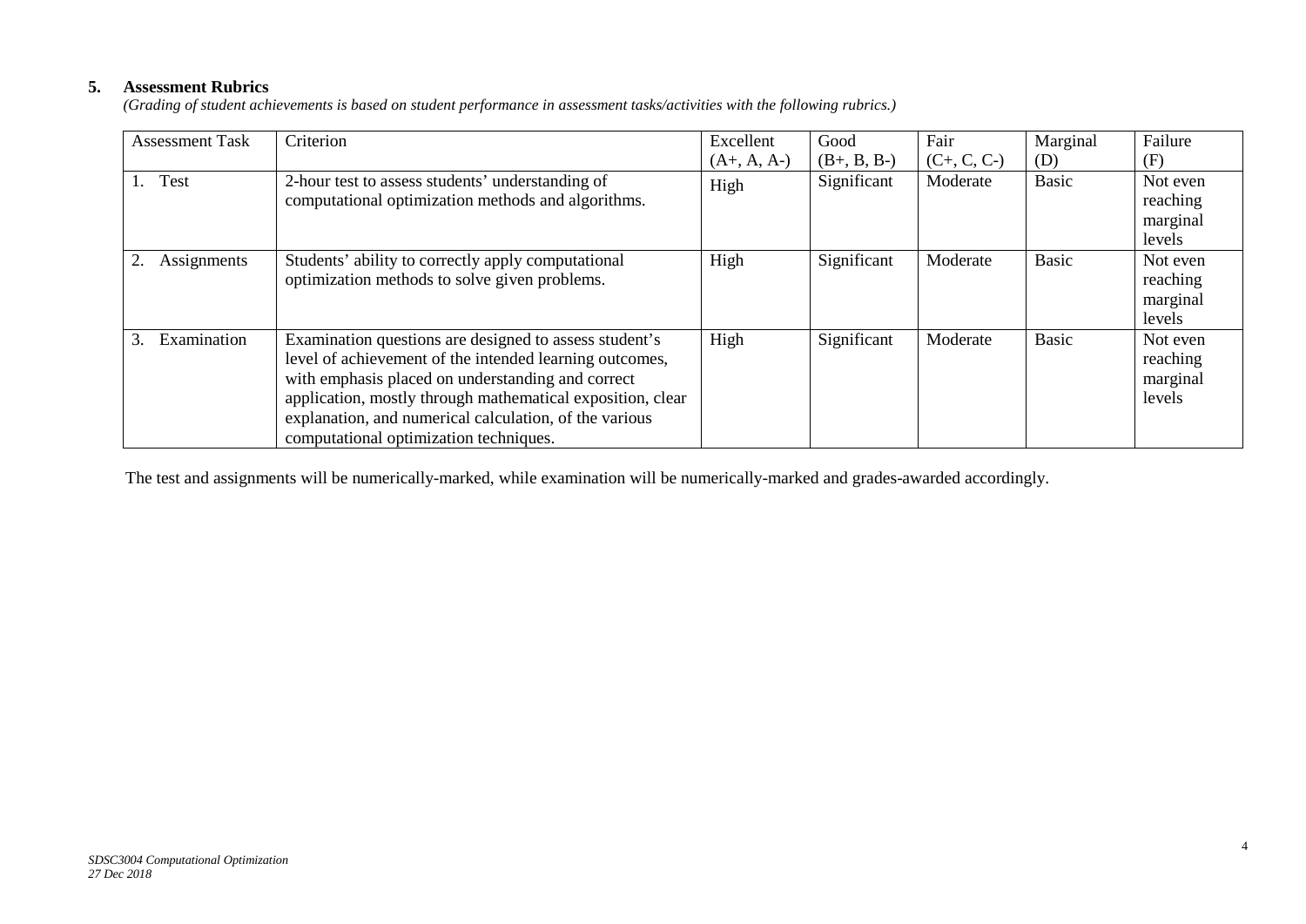## 5. Assessment Rubrics

*(Grading of student achievements is based on student performance in assessment tasks/activities with the following rubrics.)*

| Assessment Task | Criterion | Excellent (A+, A, A-) | Good (B+, B, B-) | Fair (C+, C, C-) | Marginal (D) | Failure (F) |
|---|---|---|---|---|---|---|
| 1. Test | 2-hour test to assess students' understanding of computational optimization methods and algorithms. | High | Significant | Moderate | Basic | Not even reaching marginal levels |
| 2. Assignments | Students' ability to correctly apply computational optimization methods to solve given problems. | High | Significant | Moderate | Basic | Not even reaching marginal levels |
| 3. Examination | Examination questions are designed to assess student's level of achievement of the intended learning outcomes, with emphasis placed on understanding and correct application, mostly through mathematical exposition, clear explanation, and numerical calculation, of the various computational optimization techniques. | High | Significant | Moderate | Basic | Not even reaching marginal levels |

The test and assignments will be numerically-marked, while examination will be numerically-marked and grades-awarded accordingly.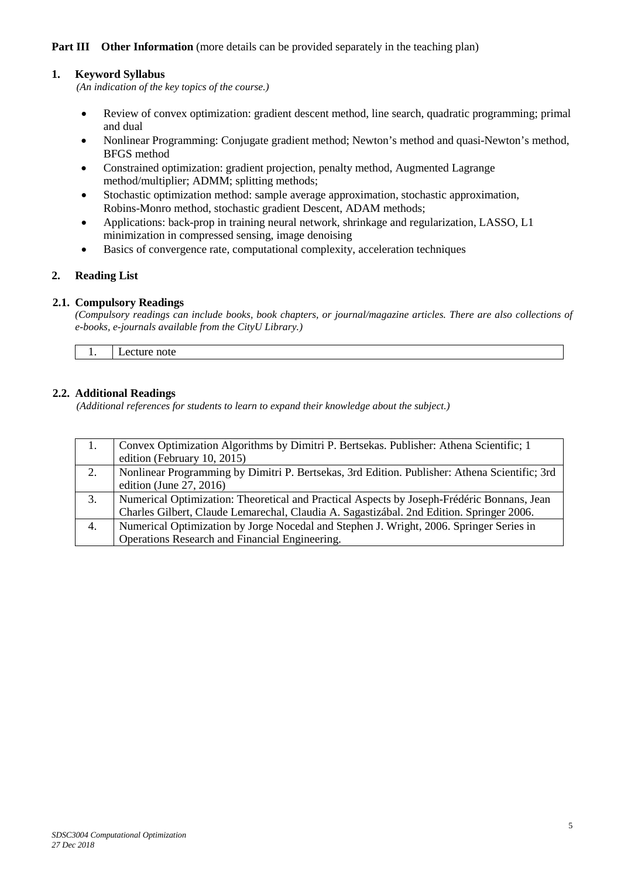**Part III Other Information** (more details can be provided separately in the teaching plan)

## 1. Keyword Syllabus

*(An indication of the key topics of the course.)*

- Review of convex optimization: gradient descent method, line search, quadratic programming; primal and dual
- Nonlinear Programming: Conjugate gradient method; Newton's method and quasi-Newton's method, BFGS method
- Constrained optimization: gradient projection, penalty method, Augmented Lagrange method/multiplier; ADMM; splitting methods;
- Stochastic optimization method: sample average approximation, stochastic approximation, Robins-Monro method, stochastic gradient Descent, ADAM methods;
- Applications: back-prop in training neural network, shrinkage and regularization, LASSO, L1 minimization in compressed sensing, image denoising
- Basics of convergence rate, computational complexity, acceleration techniques

## 2. Reading List

### 2.1. Compulsory Readings

*(Compulsory readings can include books, book chapters, or journal/magazine articles. There are also collections of e-books, e-journals available from the CityU Library.)*

| | |
|---|---|
| 1. | Lecture note |

### 2.2. Additional Readings

*(Additional references for students to learn to expand their knowledge about the subject.)*

| | |
|---|---|
| 1. | Convex Optimization Algorithms by Dimitri P. Bertsekas. Publisher: Athena Scientific; 1 edition (February 10, 2015) |
| 2. | Nonlinear Programming by Dimitri P. Bertsekas, 3rd Edition. Publisher: Athena Scientific; 3rd edition (June 27, 2016) |
| 3. | Numerical Optimization: Theoretical and Practical Aspects by Joseph-Frédéric Bonnans, Jean Charles Gilbert, Claude Lemarechal, Claudia A. Sagastizábal. 2nd Edition. Springer 2006. |
| 4. | Numerical Optimization by Jorge Nocedal and Stephen J. Wright, 2006. Springer Series in Operations Research and Financial Engineering. |